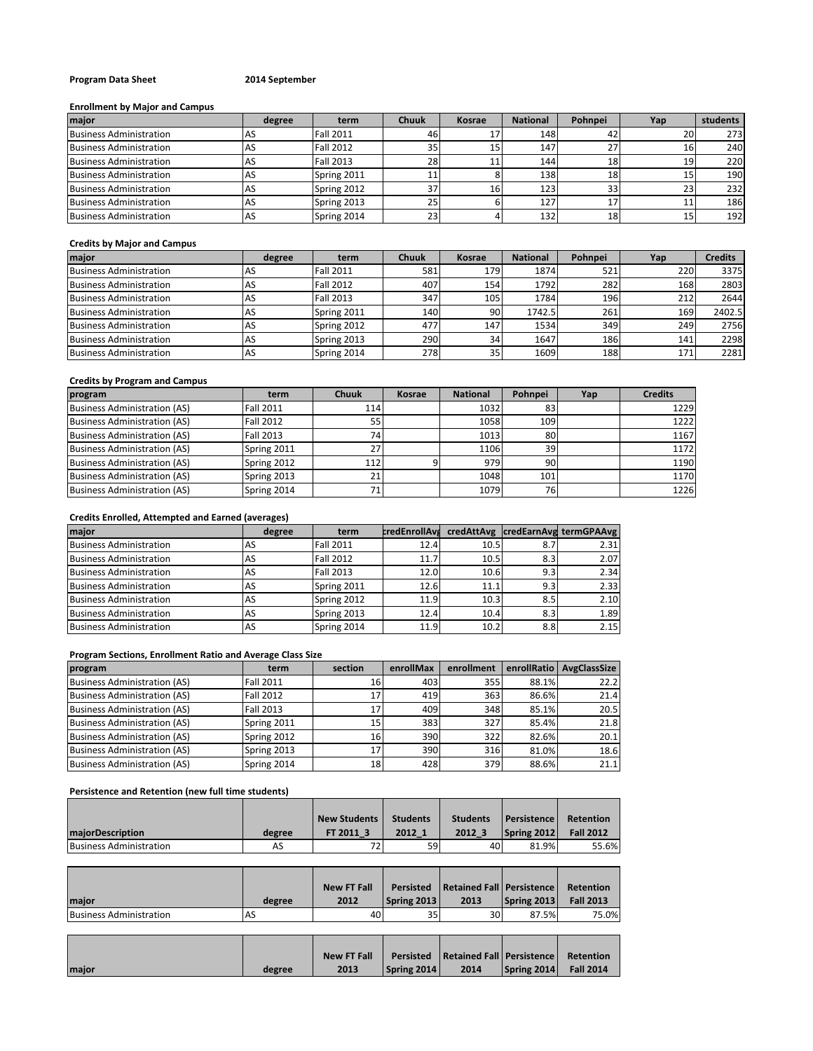**Program Data Sheet** **2014 September**

**Enrollment by Major and Campus**

| major | degree | term | Chuuk | Kosrae | National | Pohnpei | Yap | students |
|---|---|---|---|---|---|---|---|---|
| Business Administration | AS | Fall 2011 | 46 | 17 | 148 | 42 | 20 | 273 |
| Business Administration | AS | Fall 2012 | 35 | 15 | 147 | 27 | 16 | 240 |
| Business Administration | AS | Fall 2013 | 28 | 11 | 144 | 18 | 19 | 220 |
| Business Administration | AS | Spring 2011 | 11 | 8 | 138 | 18 | 15 | 190 |
| Business Administration | AS | Spring 2012 | 37 | 16 | 123 | 33 | 23 | 232 |
| Business Administration | AS | Spring 2013 | 25 | 6 | 127 | 17 | 11 | 186 |
| Business Administration | AS | Spring 2014 | 23 | 4 | 132 | 18 | 15 | 192 |

**Credits by Major and Campus**

| major | degree | term | Chuuk | Kosrae | National | Pohnpei | Yap | Credits |
|---|---|---|---|---|---|---|---|---|
| Business Administration | AS | Fall 2011 | 581 | 179 | 1874 | 521 | 220 | 3375 |
| Business Administration | AS | Fall 2012 | 407 | 154 | 1792 | 282 | 168 | 2803 |
| Business Administration | AS | Fall 2013 | 347 | 105 | 1784 | 196 | 212 | 2644 |
| Business Administration | AS | Spring 2011 | 140 | 90 | 1742.5 | 261 | 169 | 2402.5 |
| Business Administration | AS | Spring 2012 | 477 | 147 | 1534 | 349 | 249 | 2756 |
| Business Administration | AS | Spring 2013 | 290 | 34 | 1647 | 186 | 141 | 2298 |
| Business Administration | AS | Spring 2014 | 278 | 35 | 1609 | 188 | 171 | 2281 |

**Credits by Program and Campus**

| program | term | Chuuk | Kosrae | National | Pohnpei | Yap | Credits |
|---|---|---|---|---|---|---|---|
| Business Administration (AS) | Fall 2011 | 114 | | 1032 | 83 | | 1229 |
| Business Administration (AS) | Fall 2012 | 55 | | 1058 | 109 | | 1222 |
| Business Administration (AS) | Fall 2013 | 74 | | 1013 | 80 | | 1167 |
| Business Administration (AS) | Spring 2011 | 27 | | 1106 | 39 | | 1172 |
| Business Administration (AS) | Spring 2012 | 112 | 9 | 979 | 90 | | 1190 |
| Business Administration (AS) | Spring 2013 | 21 | | 1048 | 101 | | 1170 |
| Business Administration (AS) | Spring 2014 | 71 | | 1079 | 76 | | 1226 |

**Credits Enrolled, Attempted and Earned (averages)**

| major | degree | term | credEnrollAvg | credAttAvg | credEarnAvg | termGPAAvg |
|---|---|---|---|---|---|---|
| Business Administration | AS | Fall 2011 | 12.4 | 10.5 | 8.7 | 2.31 |
| Business Administration | AS | Fall 2012 | 11.7 | 10.5 | 8.3 | 2.07 |
| Business Administration | AS | Fall 2013 | 12.0 | 10.6 | 9.3 | 2.34 |
| Business Administration | AS | Spring 2011 | 12.6 | 11.1 | 9.3 | 2.33 |
| Business Administration | AS | Spring 2012 | 11.9 | 10.3 | 8.5 | 2.10 |
| Business Administration | AS | Spring 2013 | 12.4 | 10.4 | 8.3 | 1.89 |
| Business Administration | AS | Spring 2014 | 11.9 | 10.2 | 8.8 | 2.15 |

**Program Sections, Enrollment Ratio and Average Class Size**

| program | term | section | enrollMax | enrollment | enrollRatio | AvgClassSize |
|---|---|---|---|---|---|---|
| Business Administration (AS) | Fall 2011 | 16 | 403 | 355 | 88.1% | 22.2 |
| Business Administration (AS) | Fall 2012 | 17 | 419 | 363 | 86.6% | 21.4 |
| Business Administration (AS) | Fall 2013 | 17 | 409 | 348 | 85.1% | 20.5 |
| Business Administration (AS) | Spring 2011 | 15 | 383 | 327 | 85.4% | 21.8 |
| Business Administration (AS) | Spring 2012 | 16 | 390 | 322 | 82.6% | 20.1 |
| Business Administration (AS) | Spring 2013 | 17 | 390 | 316 | 81.0% | 18.6 |
| Business Administration (AS) | Spring 2014 | 18 | 428 | 379 | 88.6% | 21.1 |

**Persistence and Retention (new full time students)**

| majorDescription | degree | New Students FT 2011_3 | Students 2012_1 | Students 2012_3 | Persistence Spring 2012 | Retention Fall 2012 |
|---|---|---|---|---|---|---|
| Business Administration | AS | 72 | 59 | 40 | 81.9% | 55.6% |

| major | degree | New FT Fall 2012 | Persisted Spring 2013 | Retained Fall 2013 | Persistence Spring 2013 | Retention Fall 2013 |
|---|---|---|---|---|---|---|
| Business Administration | AS | 40 | 35 | 30 | 87.5% | 75.0% |

| major | degree | New FT Fall 2013 | Persisted Spring 2014 | Retained Fall 2014 | Persistence Spring 2014 | Retention Fall 2014 |
|---|---|---|---|---|---|---|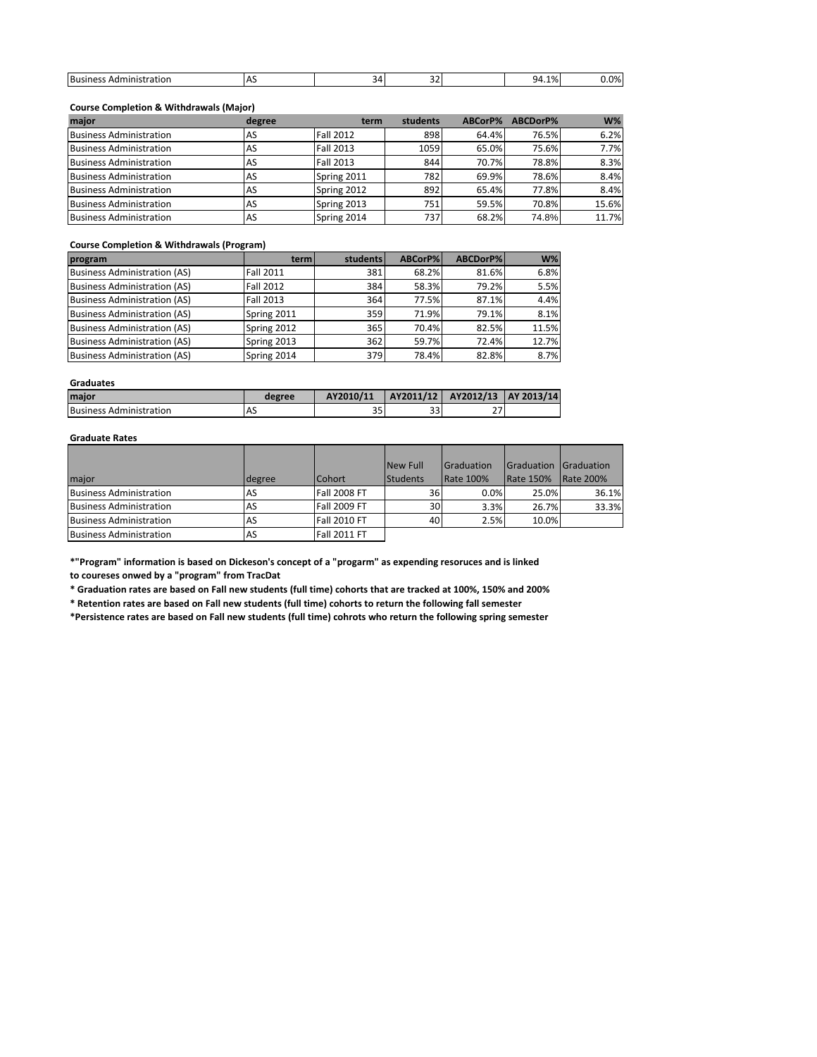| | | | | | | |
|---|---|---|---|---|---|---|
| Business Administration | AS | 34 | 32 | | 94.1% | 0.0% |

**Course Completion & Withdrawals (Major)**

| major | degree | term | students | ABCorP% | ABCDorP% | W% |
|---|---|---|---|---|---|---|
| Business Administration | AS | Fall 2012 | 898 | 64.4% | 76.5% | 6.2% |
| Business Administration | AS | Fall 2013 | 1059 | 65.0% | 75.6% | 7.7% |
| Business Administration | AS | Fall 2013 | 844 | 70.7% | 78.8% | 8.3% |
| Business Administration | AS | Spring 2011 | 782 | 69.9% | 78.6% | 8.4% |
| Business Administration | AS | Spring 2012 | 892 | 65.4% | 77.8% | 8.4% |
| Business Administration | AS | Spring 2013 | 751 | 59.5% | 70.8% | 15.6% |
| Business Administration | AS | Spring 2014 | 737 | 68.2% | 74.8% | 11.7% |

**Course Completion & Withdrawals (Program)**

| program | term | students | ABCorP% | ABCDorP% | W% |
|---|---|---|---|---|---|
| Business Administration (AS) | Fall 2011 | 381 | 68.2% | 81.6% | 6.8% |
| Business Administration (AS) | Fall 2012 | 384 | 58.3% | 79.2% | 5.5% |
| Business Administration (AS) | Fall 2013 | 364 | 77.5% | 87.1% | 4.4% |
| Business Administration (AS) | Spring 2011 | 359 | 71.9% | 79.1% | 8.1% |
| Business Administration (AS) | Spring 2012 | 365 | 70.4% | 82.5% | 11.5% |
| Business Administration (AS) | Spring 2013 | 362 | 59.7% | 72.4% | 12.7% |
| Business Administration (AS) | Spring 2014 | 379 | 78.4% | 82.8% | 8.7% |

**Graduates**

| major | degree | AY2010/11 | AY2011/12 | AY2012/13 | AY 2013/14 |
|---|---|---|---|---|---|
| Business Administration | AS | 35 | 33 | 27 | |

**Graduate Rates**

| major | degree | Cohort | New Full Students | Graduation Rate 100% | Graduation Rate 150% | Graduation Rate 200% |
|---|---|---|---|---|---|---|
| Business Administration | AS | Fall 2008 FT | 36 | 0.0% | 25.0% | 36.1% |
| Business Administration | AS | Fall 2009 FT | 30 | 3.3% | 26.7% | 33.3% |
| Business Administration | AS | Fall 2010 FT | 40 | 2.5% | 10.0% | |
| Business Administration | AS | Fall 2011 FT | | | | |

**\*"Program" information is based on Dickeson's concept of a "progarm" as expending resoruces and is linked to coureses onwed by a "program" from TracDat**

**\* Graduation rates are based on Fall new students (full time) cohorts that are tracked at 100%, 150% and 200%**

**\* Retention rates are based on Fall new students (full time) cohorts to return the following fall semester**

**\*Persistence rates are based on Fall new students (full time) cohrots who return the following spring semester**